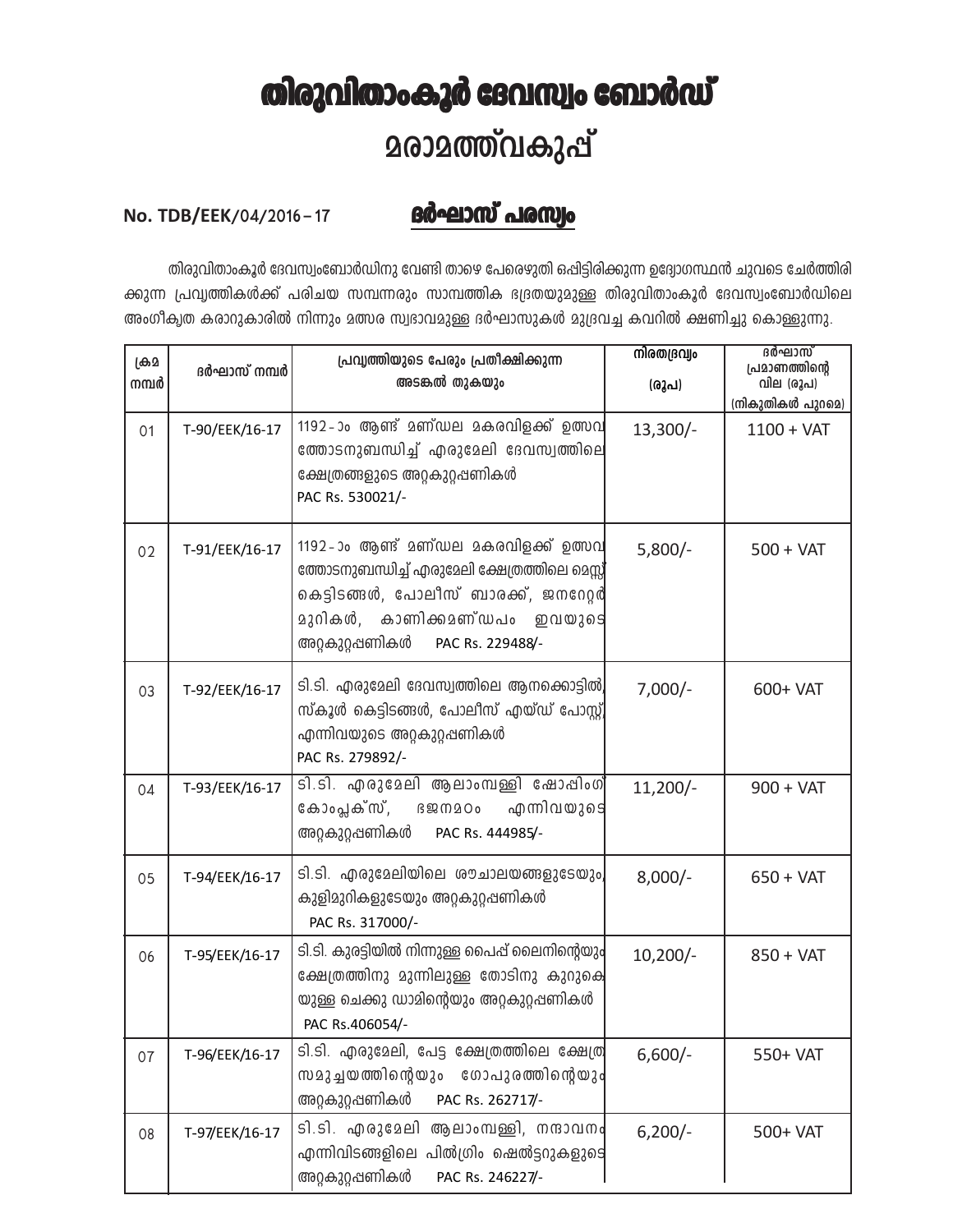# തിരുവിതാംകൂർ ദേവസ്വം ബോർഡ്

## മരാമത്ത്‌വകുപ്പ്

**No. TDB/EEK/04/2016 – 17** **ദർഘാസ് പരസ്യം**

തിരുവിതാംകൂർ ദേവസ്വംബോർഡിനു വേണ്ടി താഴെ പേരെഴുതി ഒപ്പിട്ടിരിക്കുന്ന ഉദ്യോഗസ്ഥൻ ചുവടെ ചേർത്തിരിക്കുന്ന പ്രവൃത്തികൾക്ക് പരിചയ സമ്പന്നരും സാമ്പത്തിക ഭദ്രതയുമുള്ള തിരുവിതാംകൂർ ദേവസ്വംബോർഡിലെ അംഗീകൃത കരാറുകാരിൽ നിന്നും മത്സര സ്വഭാവമുള്ള ദർഘാസുകൾ മുദ്രവച്ച കവറിൽ ക്ഷണിച്ചു കൊള്ളുന്നു.

| ക്രമ നമ്പർ | ദർഘാസ് നമ്പർ | പ്രവൃത്തിയുടെ പേരും പ്രതീക്ഷിക്കുന്ന അടങ്കൽ തുകയും | നിരതദ്രവ്യം (രൂപ) | ദർഘാസ് പ്രമാണത്തിന്റെ വില (രൂപ) (നികുതികൾ പുറമെ) |
|---|---|---|---|---|
| 01 | T-90/EEK/16-17 | 1192-ാം ആണ്ട് മണ്ഡല മകരവിളക്ക് ഉത്സവത്തോടനുബന്ധിച്ച് എരുമേലി ദേവസ്വത്തിലെ ക്ഷേത്രങ്ങളുടെ അറ്റകുറ്റപ്പണികൾ PAC Rs. 530021/- | 13,300/- | 1100 + VAT |
| 02 | T-91/EEK/16-17 | 1192-ാം ആണ്ട് മണ്ഡല മകരവിളക്ക് ഉത്സവത്തോടനുബന്ധിച്ച് എരുമേലി ക്ഷേത്രത്തിലെ മെസ്സ് കെട്ടിടങ്ങൾ, പോലീസ് ബാരക്ക്, ജനറേറ്റർ മുറികൾ, കാണിക്കമണ്ഡപം ഇവയുടെ അറ്റകുറ്റപ്പണികൾ PAC Rs. 229488/- | 5,800/- | 500 + VAT |
| 03 | T-92/EEK/16-17 | ടി.ടി. എരുമേലി ദേവസ്വത്തിലെ ആനക്കൊട്ടിൽ, സ്കൂൾ കെട്ടിടങ്ങൾ, പോലീസ് എയ്ഡ് പോസ്റ്റ് എന്നിവയുടെ അറ്റകുറ്റപ്പണികൾ PAC Rs. 279892/- | 7,000/- | 600+ VAT |
| 04 | T-93/EEK/16-17 | ടി.ടി. എരുമേലി ആലാംമ്പള്ളി ഷോപ്പിംഗ് കോംപ്ലക്സ്, ഭജനമഠം എന്നിവയുടെ അറ്റകുറ്റപ്പണികൾ PAC Rs. 444985/- | 11,200/- | 900 + VAT |
| 05 | T-94/EEK/16-17 | ടി.ടി. എരുമേലിയിലെ ശൗചാലയങ്ങളുടേയും, കുളിമുറികളുടേയും അറ്റകുറ്റപ്പണികൾ PAC Rs. 317000/- | 8,000/- | 650 + VAT |
| 06 | T-95/EEK/16-17 | ടി.ടി. കുരട്ടിയിൽ നിന്നുള്ള പൈപ്പ് ലൈനിന്റെയും ക്ഷേത്രത്തിനു മുന്നിലുള്ള തോടിനു കുറുകെയുള്ള ചെക്കു ഡാമിന്റെയും അറ്റകുറ്റപ്പണികൾ PAC Rs.406054/- | 10,200/- | 850 + VAT |
| 07 | T-96/EEK/16-17 | ടി.ടി. എരുമേലി, പേട്ട ക്ഷേത്രത്തിലെ ക്ഷേത്ര സമുച്ചയത്തിന്റെയും ഗോപുരത്തിന്റെയും അറ്റകുറ്റപ്പണികൾ PAC Rs. 262717/- | 6,600/- | 550+ VAT |
| 08 | T-97/EEK/16-17 | ടി.ടി. എരുമേലി ആലാംമ്പള്ളി, നന്ദാവനം എന്നിവിടങ്ങളിലെ പിൽഗ്രിം ഷെൽട്ടറുകളുടെ അറ്റകുറ്റപ്പണികൾ PAC Rs. 246227/- | 6,200/- | 500+ VAT |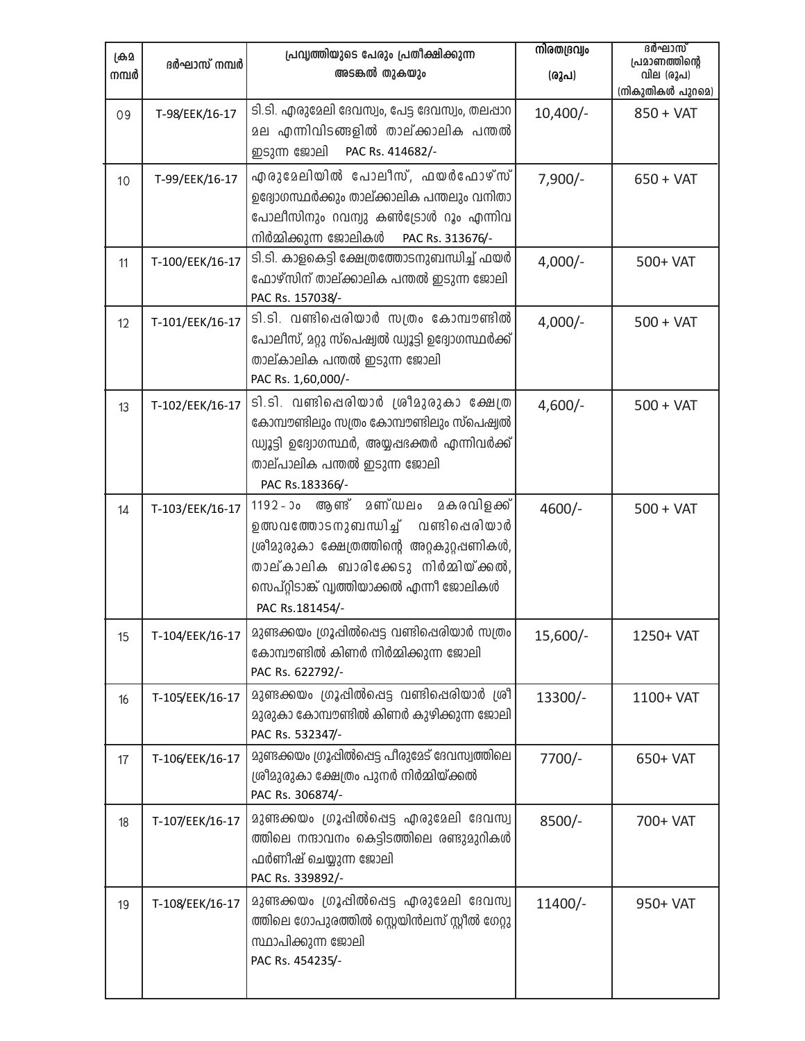| ക്രമ നമ്പർ | ദർഘാസ് നമ്പർ | പ്രവൃത്തിയുടെ പേരും പ്രതീക്ഷിക്കുന്ന അടങ്കൽ തുകയും | നിരതദ്രവ്യം (രൂപ) | ദർഘാസ് പ്രമാണത്തിന്റെ വില (രൂപ) (നികുതികൾ പുറമെ) |
|---|---|---|---|---|
| 09 | T-98/EEK/16-17 | ടി.ടി. എരുമേലി ദേവസ്വം, പേട്ട ദേവസ്വം, തലപ്പാറ മല എന്നിവിടങ്ങളിൽ താല്ക്കാലിക പന്തൽ ഇടുന്ന ജോലി PAC Rs. 414682/- | 10,400/- | 850 + VAT |
| 10 | T-99/EEK/16-17 | എരുമേലിയിൽ പോലീസ്, ഫയർഫോഴ്സ് ഉദ്യോഗസ്ഥർക്കും താല്ക്കാലിക പന്തലും വനിതാ പോലീസിനും റവന്യു കൺട്രോൾ റൂം എന്നിവ നിർമ്മിക്കുന്ന ജോലികൾ PAC Rs. 313676/- | 7,900/- | 650 + VAT |
| 11 | T-100/EEK/16-17 | ടി.ടി. കാളകെട്ടി ക്ഷേത്രത്തോടനുബന്ധിച്ച് ഫയർ ഫോഴ്സിന് താല്ക്കാലിക പന്തൽ ഇടുന്ന ജോലി PAC Rs. 157038/- | 4,000/- | 500+ VAT |
| 12 | T-101/EEK/16-17 | ടി.ടി. വണ്ടിപ്പെരിയാർ സത്രം കോമ്പൗണ്ടിൽ പോലീസ്, മറ്റു സ്പെഷ്യൽ ഡ്യൂട്ടി ഉദ്യോഗസ്ഥർക്ക് താല്കാലിക പന്തൽ ഇടുന്ന ജോലി PAC Rs. 1,60,000/- | 4,000/- | 500 + VAT |
| 13 | T-102/EEK/16-17 | ടി.ടി. വണ്ടിപ്പെരിയാർ ശ്രീമുരുകാ ക്ഷേത്ര കോമ്പൗണ്ടിലും സത്രം കോമ്പൗണ്ടിലും സ്പെഷ്യൽ ഡ്യൂട്ടി ഉദ്യോഗസ്ഥർ, അയ്യപ്പഭക്തർ എന്നിവർക്ക് താല്പാലിക പന്തൽ ഇടുന്ന ജോലി PAC Rs.183366/- | 4,600/- | 500 + VAT |
| 14 | T-103/EEK/16-17 | 1192-ാം ആണ്ട് മണ്ഡലം മകരവിളക്ക് ഉത്സവത്തോടനുബന്ധിച്ച് വണ്ടിപ്പെരിയാർ ശ്രീമുരുകാ ക്ഷേത്രത്തിന്റെ അറ്റകുറ്റപ്പണികൾ, താല്കാലിക ബാരിക്കേടു നിർമ്മിയ്ക്കൽ, സെപ്റ്റിടാങ്ക് വൃത്തിയാക്കൽ എന്നീ ജോലികൾ PAC Rs.181454/- | 4600/- | 500 + VAT |
| 15 | T-104/EEK/16-17 | മുണ്ടക്കയം ഗ്രൂപ്പിൽപ്പെട്ട വണ്ടിപ്പെരിയാർ സത്രം കോമ്പൗണ്ടിൽ കിണർ നിർമ്മിക്കുന്ന ജോലി PAC Rs. 622792/- | 15,600/- | 1250+ VAT |
| 16 | T-105/EEK/16-17 | മുണ്ടക്കയം ഗ്രൂപ്പിൽപ്പെട്ട വണ്ടിപ്പെരിയാർ ശ്രീ മുരുകാ കോമ്പൗണ്ടിൽ കിണർ കുഴിക്കുന്ന ജോലി PAC Rs. 532347/- | 13300/- | 1100+ VAT |
| 17 | T-106/EEK/16-17 | മുണ്ടക്കയം ഗ്രൂപ്പിൽപ്പെട്ട പീരുമേട് ദേവസ്വത്തിലെ ശ്രീമുരുകാ ക്ഷേത്രം പുനർ നിർമ്മിയ്ക്കൽ PAC Rs. 306874/- | 7700/- | 650+ VAT |
| 18 | T-107/EEK/16-17 | മുണ്ടക്കയം ഗ്രൂപ്പിൽപ്പെട്ട എരുമേലി ദേവസ്വത്തിലെ നന്ദാവനം കെട്ടിടത്തിലെ രണ്ടുമുറികൾ ഫർണീഷ് ചെയ്യുന്ന ജോലി PAC Rs. 339892/- | 8500/- | 700+ VAT |
| 19 | T-108/EEK/16-17 | മുണ്ടക്കയം ഗ്രൂപ്പിൽപ്പെട്ട എരുമേലി ദേവസ്വത്തിലെ ഗോപുരത്തിൽ സ്റ്റെയിൻലസ് സ്റ്റീൽ ഗേറ്റു സ്ഥാപിക്കുന്ന ജോലി PAC Rs. 454235/- | 11400/- | 950+ VAT |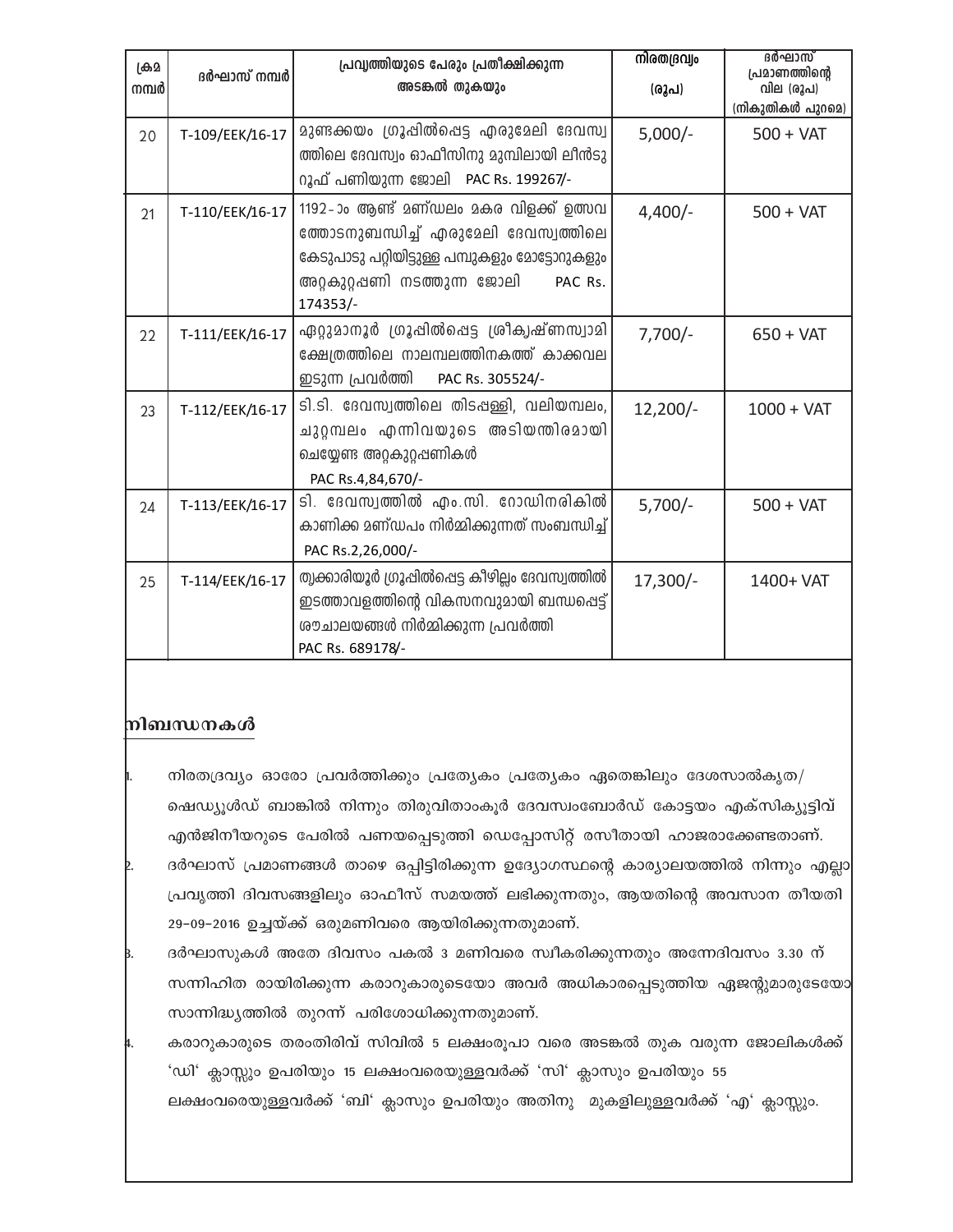| ക്രമ നമ്പർ | ദർഘാസ് നമ്പർ | പ്രവൃത്തിയുടെ പേരും പ്രതീക്ഷിക്കുന്ന അടങ്കൽ തുകയും | നിരതദ്രവ്യം (രൂപ) | ദർഘാസ് പ്രമാണത്തിന്റെ വില (രൂപ) (നികുതികൾ പുറമെ) |
|---|---|---|---|---|
| 20 | T-109/EEK/16-17 | മുണ്ടക്കയം ഗ്രൂപ്പിൽപ്പെട്ട എരുമേലി ദേവസ്വത്തിലെ ദേവസ്വം ഓഫീസിനു മുമ്പിലായി ലീൻടു റൂഫ് പണിയുന്ന ജോലി PAC Rs. 199267/- | 5,000/- | 500 + VAT |
| 21 | T-110/EEK/16-17 | 1192-ാം ആണ്ട് മണ്ഡലം മകര വിളക്ക് ഉത്സവത്തോടനുബന്ധിച്ച് എരുമേലി ദേവസ്വത്തിലെ കേടുപാടു പറ്റിയിട്ടുള്ള പമ്പുകളും മോട്ടോറുകളും അറ്റകുറ്റപ്പണി നടത്തുന്ന ജോലി PAC Rs. 174353/- | 4,400/- | 500 + VAT |
| 22 | T-111/EEK/16-17 | ഏറ്റുമാനൂർ ഗ്രൂപ്പിൽപ്പെട്ട ശ്രീകൃഷ്ണസ്വാമി ക്ഷേത്രത്തിലെ നാലമ്പലത്തിനകത്ത് കാക്കവല ഇടുന്ന പ്രവർത്തി PAC Rs. 305524/- | 7,700/- | 650 + VAT |
| 23 | T-112/EEK/16-17 | ടി.ടി. ദേവസ്വത്തിലെ തിടപ്പള്ളി, വലിയമ്പലം, ചുറ്റമ്പലം എന്നിവയുടെ അടിയന്തിരമായി ചെയ്യേണ്ട അറ്റകുറ്റപ്പണികൾ PAC Rs.4,84,670/- | 12,200/- | 1000 + VAT |
| 24 | T-113/EEK/16-17 | ടി. ദേവസ്വത്തിൽ എം.സി. റോഡിനരികിൽ കാണിക്ക മണ്ഡപം നിർമ്മിക്കുന്നത് സംബന്ധിച്ച് PAC Rs.2,26,000/- | 5,700/- | 500 + VAT |
| 25 | T-114/EEK/16-17 | തൃക്കാരിയൂർ ഗ്രൂപ്പിൽപ്പെട്ട കീഴില്ലം ദേവസ്വത്തിൽ ഇടത്താവളത്തിന്റെ വികസനവുമായി ബന്ധപ്പെട്ട് ശൗചാലയങ്ങൾ നിർമ്മിക്കുന്ന പ്രവർത്തി PAC Rs. 689178/- | 17,300/- | 1400+ VAT |

## നിബന്ധനകൾ

1. നിരതദ്രവ്യം ഓരോ പ്രവർത്തിക്കും പ്രത്യേകം പ്രത്യേകം ഏതെങ്കിലും ദേശസാൽകൃത/ ഷെഡ്യൂൾഡ് ബാങ്കിൽ നിന്നും തിരുവിതാംകൂർ ദേവസ്വംബോർഡ് കോട്ടയം എക്സിക്യൂട്ടിവ് എൻജിനീയറുടെ പേരിൽ പണയപ്പെടുത്തി ഡെപ്പോസിറ്റ് രസീതായി ഹാജരാക്കേണ്ടതാണ്.
2. ദർഘാസ് പ്രമാണങ്ങൾ താഴെ ഒപ്പിട്ടിരിക്കുന്ന ഉദ്യോഗസ്ഥന്റെ കാര്യാലയത്തിൽ നിന്നും എല്ലാ പ്രവൃത്തി ദിവസങ്ങളിലും ഓഫീസ് സമയത്ത് ലഭിക്കുന്നതും, ആയതിന്റെ അവസാന തീയതി 29-09-2016 ഉച്ചയ്ക്ക് ഒരുമണിവരെ ആയിരിക്കുന്നതുമാണ്.
3. ദർഘാസുകൾ അതേ ദിവസം പകൽ 3 മണിവരെ സ്വീകരിക്കുന്നതും അന്നേദിവസം 3.30 ന് സന്നിഹിത രായിരിക്കുന്ന കരാറുകാരുടെയോ അവർ അധികാരപ്പെടുത്തിയ ഏജന്റുമാരുടേയോ സാന്നിദ്ധ്യത്തിൽ തുറന്ന് പരിശോധിക്കുന്നതുമാണ്.
4. കരാറുകാരുടെ തരംതിരിവ് സിവിൽ 5 ലക്ഷംരൂപാ വരെ അടങ്കൽ തുക വരുന്ന ജോലികൾക്ക് 'ഡി' ക്ലാസ്സും ഉപരിയും 15 ലക്ഷംവരെയുള്ളവർക്ക് 'സി' ക്ലാസും ഉപരിയും 55 ലക്ഷംവരെയുള്ളവർക്ക് 'ബി' ക്ലാസും ഉപരിയും അതിനു മുകളിലുള്ളവർക്ക് 'എ' ക്ലാസ്സും.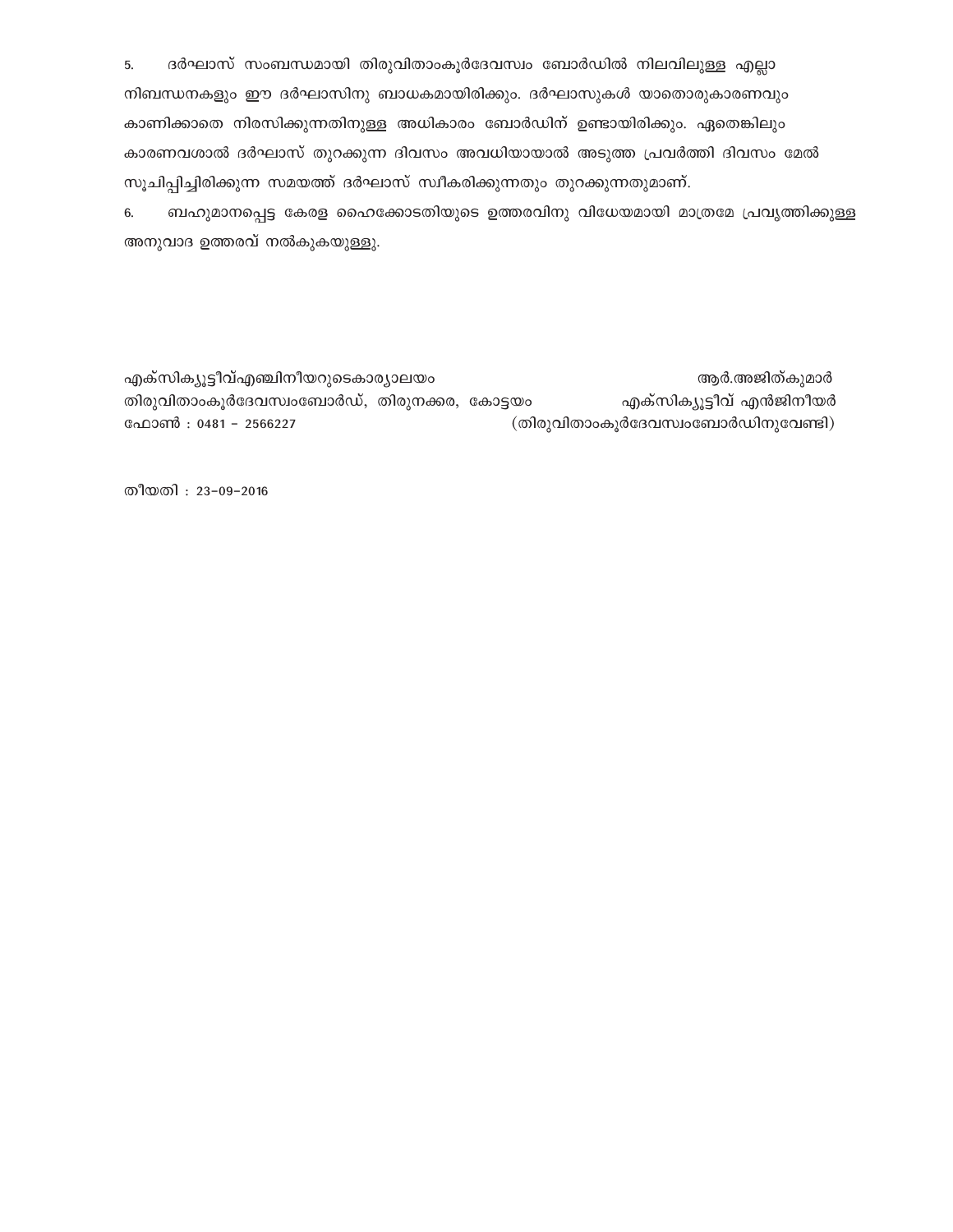5. ദർഘാസ് സംബന്ധമായി തിരുവിതാംകൂർദേവസ്വം ബോർഡിൽ നിലവിലുള്ള എല്ലാ നിബന്ധനകളും ഈ ദർഘാസിനു ബാധകമായിരിക്കും. ദർഘാസുകൾ യാതൊരുകാരണവും കാണിക്കാതെ നിരസിക്കുന്നതിനുള്ള അധികാരം ബോർഡിന് ഉണ്ടായിരിക്കും. ഏതെങ്കിലും കാരണവശാൽ ദർഘാസ് തുറക്കുന്ന ദിവസം അവധിയായാൽ അടുത്ത പ്രവർത്തി ദിവസം മേൽ സൂചിപ്പിച്ചിരിക്കുന്ന സമയത്ത് ദർഘാസ് സ്വീകരിക്കുന്നതും തുറക്കുന്നതുമാണ്.

6. ബഹുമാനപ്പെട്ട കേരള ഹൈക്കോടതിയുടെ ഉത്തരവിനു വിധേയമായി മാത്രമേ പ്രവൃത്തിക്കുള്ള അനുവാദ ഉത്തരവ് നൽകുകയുള്ളു.

എക്സിക്യൂട്ടീവ്എഞ്ചിനീയറുടെകാര്യാലയം
തിരുവിതാംകൂർദേവസ്വംബോർഡ്, തിരുനക്കര, കോട്ടയം
ഫോൺ : 0481 – 2566227

ആർ.അജിത്കുമാർ
എക്സിക്യൂട്ടീവ് എൻജിനീയർ
(തിരുവിതാംകൂർദേവസ്വംബോർഡിനുവേണ്ടി)

തീയതി : 23-09-2016